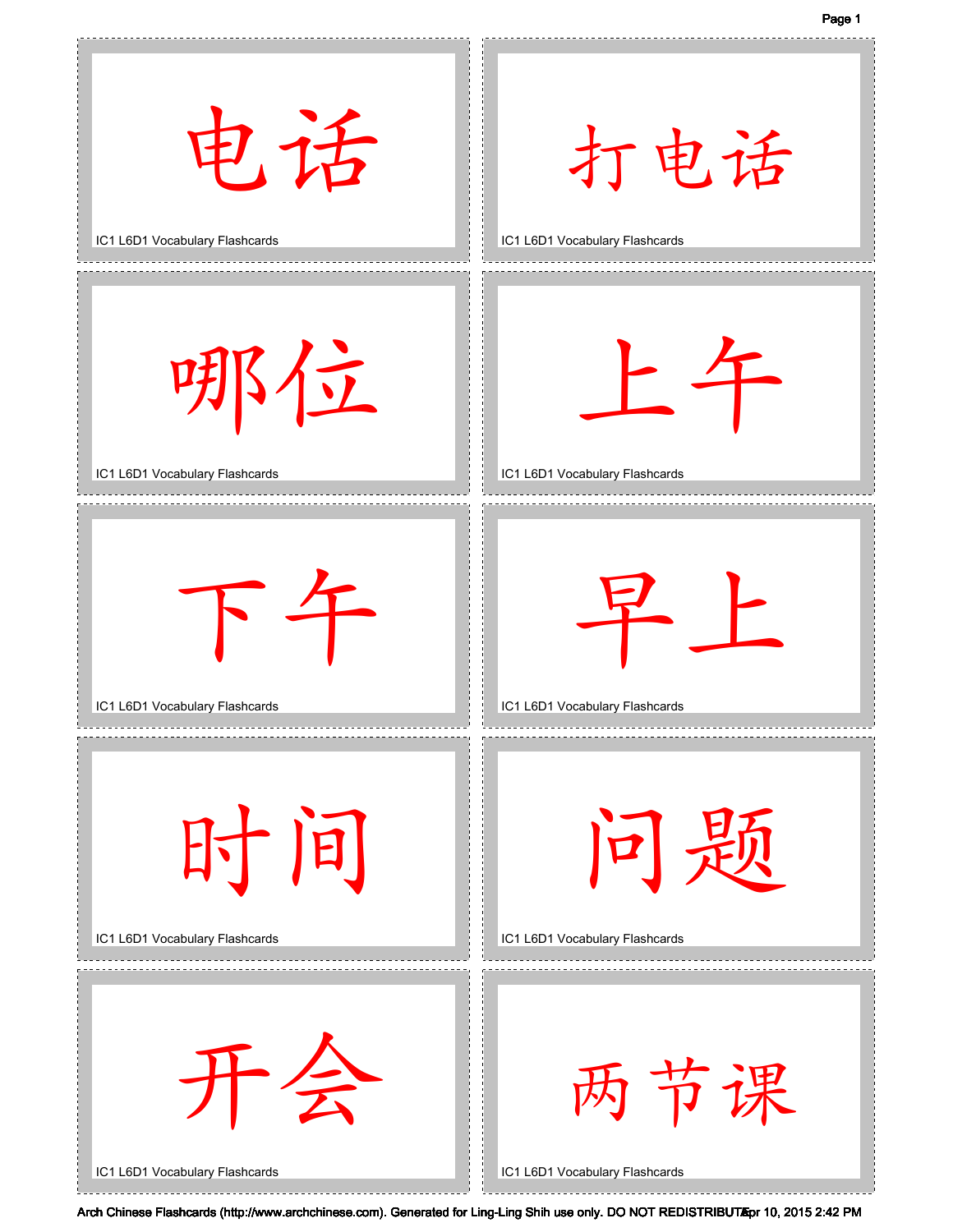电话

IC1 L6D1 Vocabulary Flashcards

打电话

IC1 L6D1 Vocabulary Flashcards

哪位

IC1 L6D1 Vocabulary Flashcards

上午

IC1 L6D1 Vocabulary Flashcards

下午

IC1 L6D1 Vocabulary Flashcards

早上

IC1 L6D1 Vocabulary Flashcards

时间

IC1 L6D1 Vocabulary Flashcards

问题

IC1 L6D1 Vocabulary Flashcards

开会

IC1 L6D1 Vocabulary Flashcards

两节课

IC1 L6D1 Vocabulary Flashcards

Arch Chinese Flashcards (http://www.archchinese.com). Generated for Ling-Ling Shih use only. DO NOT REDISTRIBUTE Apr 10, 2015 2:42 PM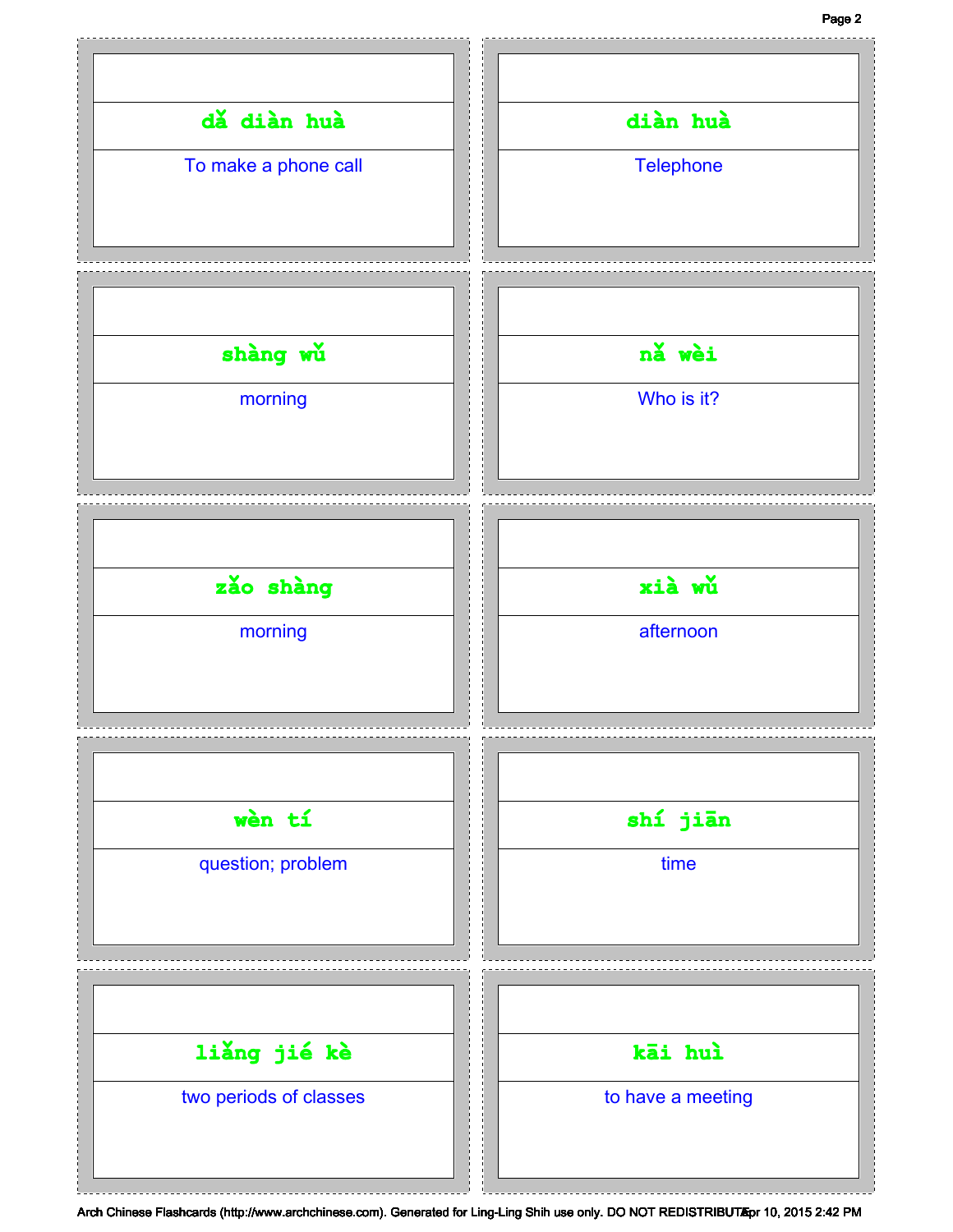| Pinyin | Meaning |
| --- | --- |
| dǎ diàn huà | To make a phone call |
| diàn huà | Telephone |
| shàng wǔ | morning |
| nǎ wèi | Who is it? |
| zǎo shàng | morning |
| xià wǔ | afternoon |
| wèn tí | question; problem |
| shí jiān | time |
| liǎng jié kè | two periods of classes |
| kāi huì | to have a meeting |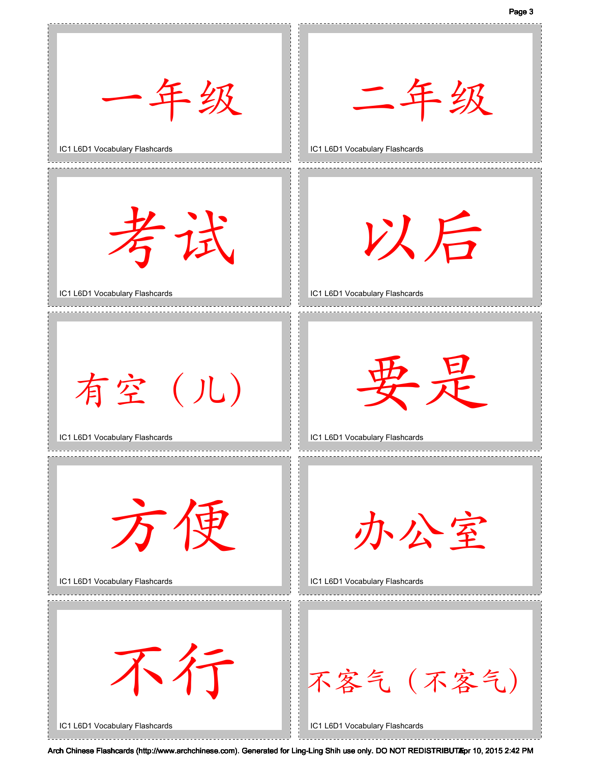一年级

IC1 L6D1 Vocabulary Flashcards

二年级

IC1 L6D1 Vocabulary Flashcards

考试

IC1 L6D1 Vocabulary Flashcards

以后

IC1 L6D1 Vocabulary Flashcards

有空（儿）

IC1 L6D1 Vocabulary Flashcards

要是

IC1 L6D1 Vocabulary Flashcards

方便

IC1 L6D1 Vocabulary Flashcards

办公室

IC1 L6D1 Vocabulary Flashcards

不行

IC1 L6D1 Vocabulary Flashcards

不客气（不客气）

IC1 L6D1 Vocabulary Flashcards

Arch Chinese Flashcards (http://www.archchinese.com). Generated for Ling-Ling Shih use only. DO NOT REDISTRIBUTE Apr 10, 2015 2:42 PM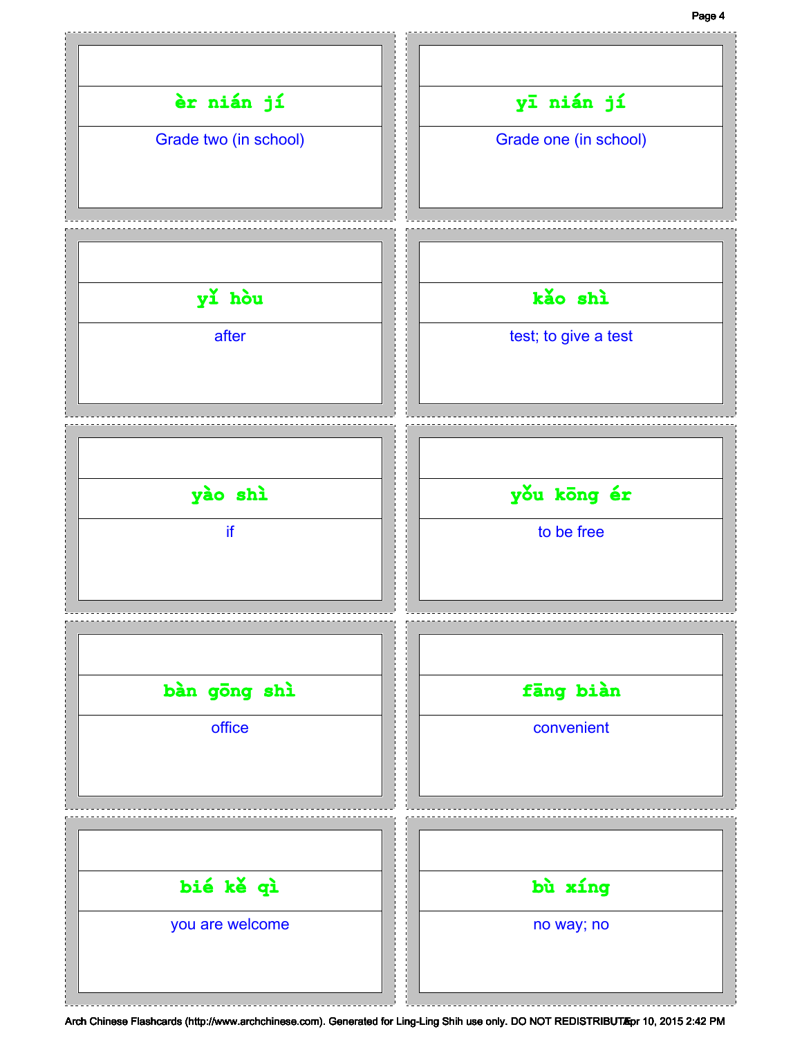| Pinyin | English |
|---|---|
| èr nián jí | Grade two (in school) |
| yī nián jí | Grade one (in school) |
| yǐ hòu | after |
| kǎo shì | test; to give a test |
| yào shì | if |
| yǒu kōng ér | to be free |
| bàn gōng shì | office |
| fāng biàn | convenient |
| bié kě qì | you are welcome |
| bù xíng | no way; no |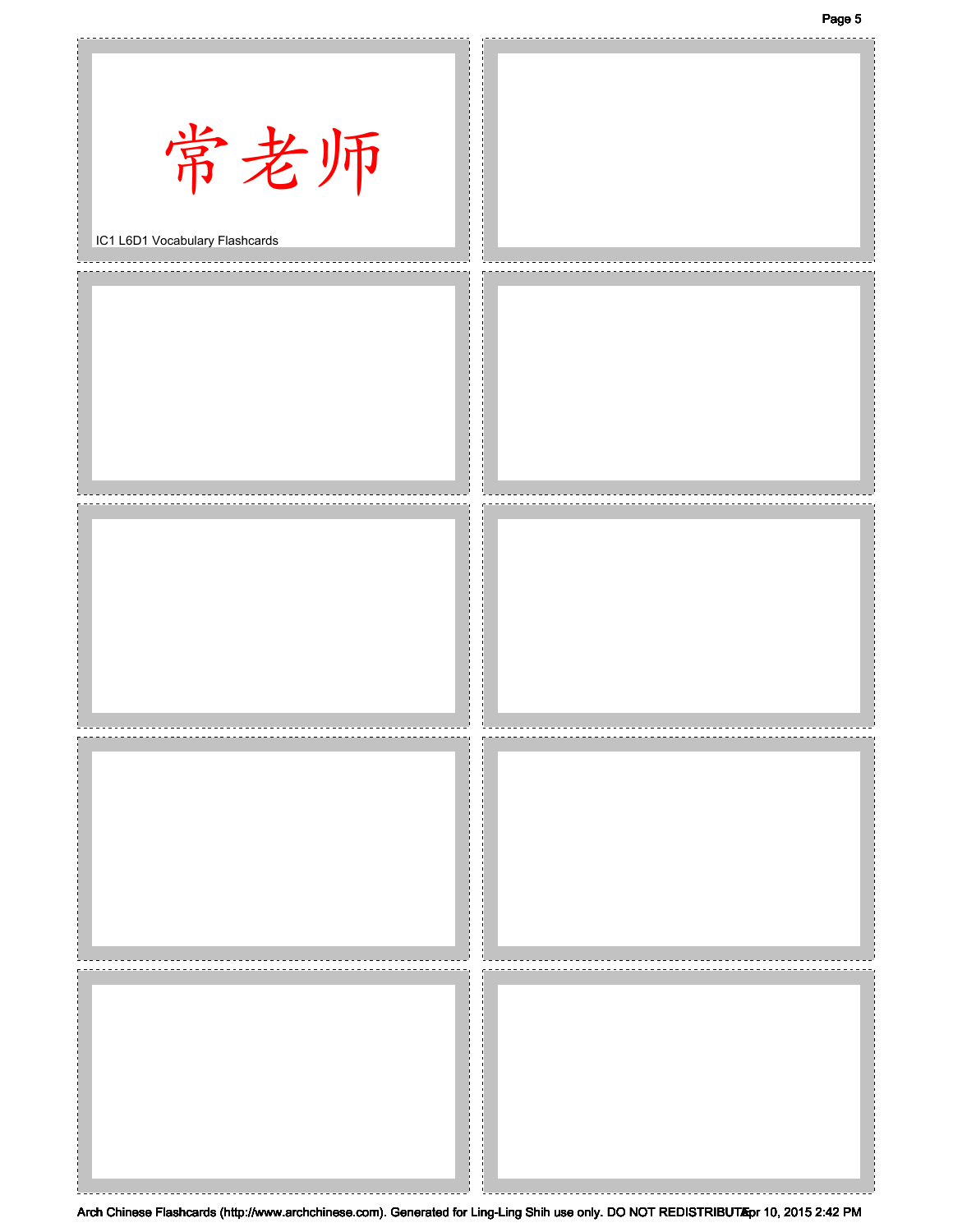常老师

IC1 L6D1 Vocabulary Flashcards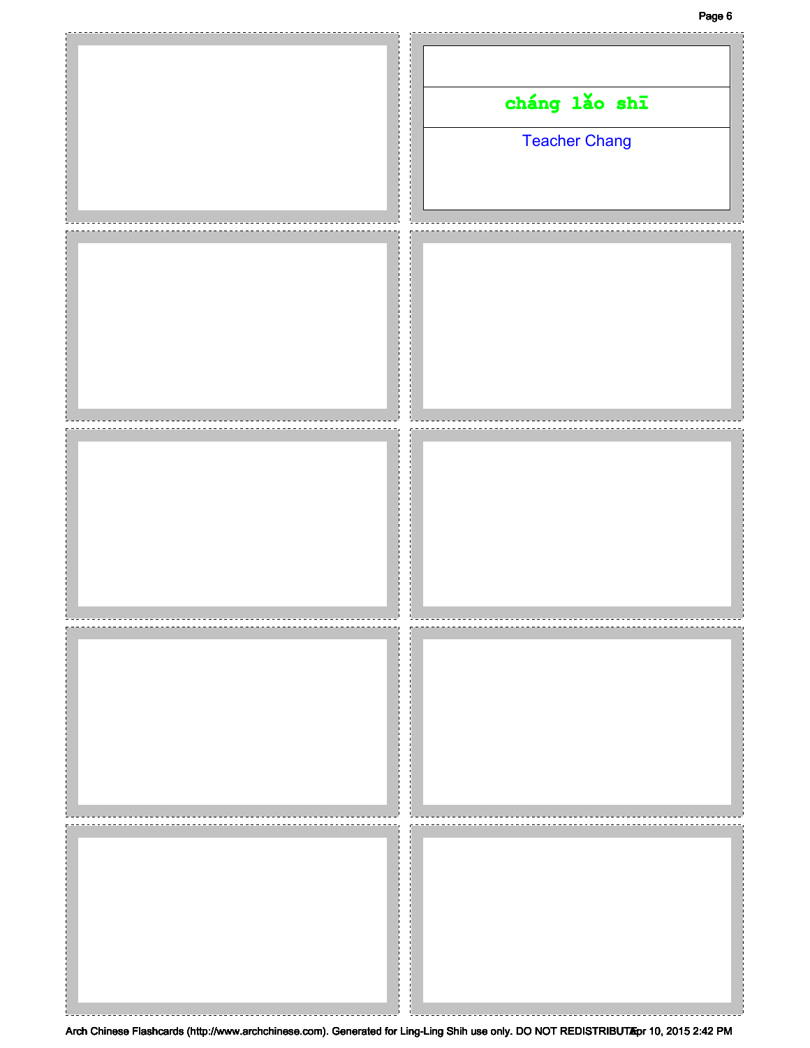cháng lǎo shī

Teacher Chang